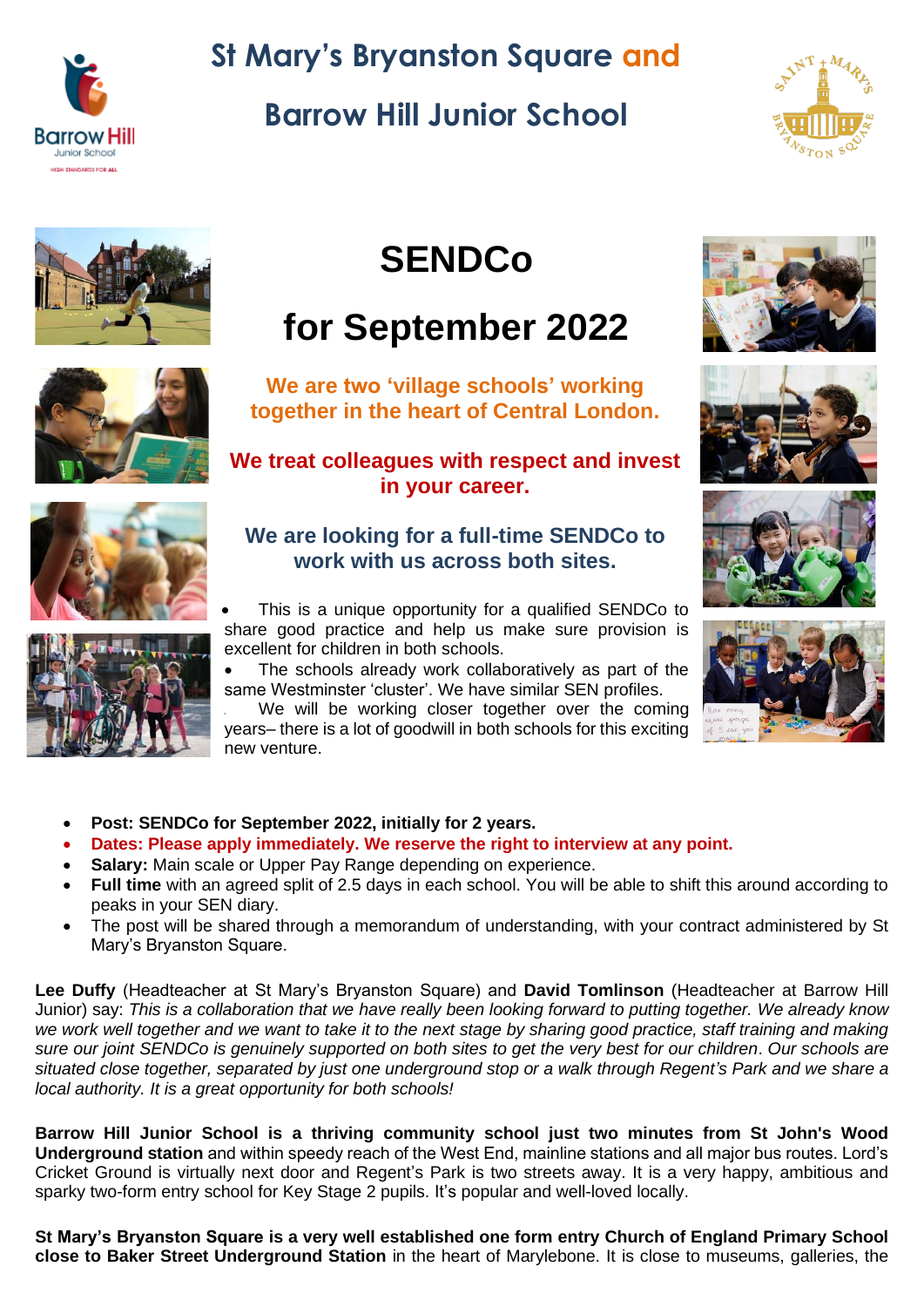# St Mary's Bryanston Square and Barrow Hill Junior School

# SENDCo

# for September 2022

**We are two 'village schools' working together in the heart of Central London.**

**We treat colleagues with respect and invest in your career.**

**We are looking for a full-time SENDCo to work with us across both sites.**

- This is a unique opportunity for a qualified SENDCo to share good practice and help us make sure provision is excellent for children in both schools.
- The schools already work collaboratively as part of the same Westminster 'cluster'. We have similar SEN profiles.
- We will be working closer together over the coming years– there is a lot of goodwill in both schools for this exciting new venture.

- **Post: SENDCo for September 2022, initially for 2 years.**
- **Dates: Please apply immediately. We reserve the right to interview at any point.**
- **Salary:** Main scale or Upper Pay Range depending on experience.
- **Full time** with an agreed split of 2.5 days in each school. You will be able to shift this around according to peaks in your SEN diary.
- The post will be shared through a memorandum of understanding, with your contract administered by St Mary's Bryanston Square.

**Lee Duffy** (Headteacher at St Mary's Bryanston Square) and **David Tomlinson** (Headteacher at Barrow Hill Junior) say: *This is a collaboration that we have really been looking forward to putting together. We already know we work well together and we want to take it to the next stage by sharing good practice, staff training and making sure our joint SENDCo is genuinely supported on both sites to get the very best for our children. Our schools are situated close together, separated by just one underground stop or a walk through Regent's Park and we share a local authority. It is a great opportunity for both schools!*

**Barrow Hill Junior School is a thriving community school just two minutes from St John's Wood Underground station** and within speedy reach of the West End, mainline stations and all major bus routes. Lord's Cricket Ground is virtually next door and Regent's Park is two streets away. It is a very happy, ambitious and sparky two-form entry school for Key Stage 2 pupils. It's popular and well-loved locally.

**St Mary's Bryanston Square is a very well established one form entry Church of England Primary School close to Baker Street Underground Station** in the heart of Marylebone. It is close to museums, galleries, the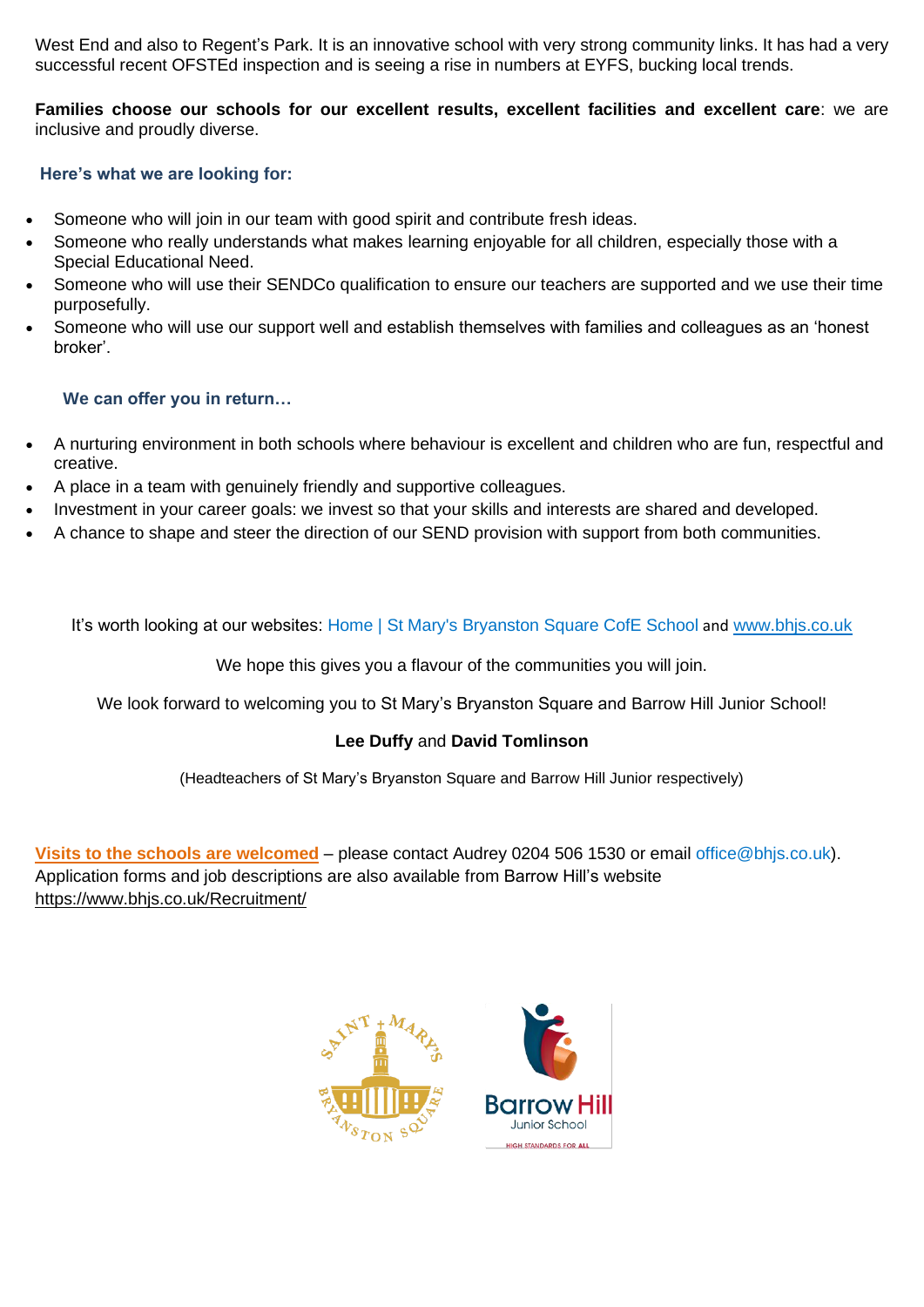West End and also to Regent's Park. It is an innovative school with very strong community links. It has had a very successful recent OFSTEd inspection and is seeing a rise in numbers at EYFS, bucking local trends.

**Families choose our schools for our excellent results, excellent facilities and excellent care**: we are inclusive and proudly diverse.

### Here's what we are looking for:

- Someone who will join in our team with good spirit and contribute fresh ideas.
- Someone who really understands what makes learning enjoyable for all children, especially those with a Special Educational Need.
- Someone who will use their SENDCo qualification to ensure our teachers are supported and we use their time purposefully.
- Someone who will use our support well and establish themselves with families and colleagues as an 'honest broker'.

### We can offer you in return…

- A nurturing environment in both schools where behaviour is excellent and children who are fun, respectful and creative.
- A place in a team with genuinely friendly and supportive colleagues.
- Investment in your career goals: we invest so that your skills and interests are shared and developed.
- A chance to shape and steer the direction of our SEND provision with support from both communities.

It's worth looking at our websites: Home | St Mary's Bryanston Square CofE School and www.bhjs.co.uk

We hope this gives you a flavour of the communities you will join.

We look forward to welcoming you to St Mary's Bryanston Square and Barrow Hill Junior School!

**Lee Duffy** and **David Tomlinson**

(Headteachers of St Mary's Bryanston Square and Barrow Hill Junior respectively)

**Visits to the schools are welcomed** – please contact Audrey 0204 506 1530 or email office@bhjs.co.uk).
Application forms and job descriptions are also available from Barrow Hill's website https://www.bhjs.co.uk/Recruitment/

SAINT MARY'S BRYANSTON SQUARE

Barrow Hill Junior School

HIGH STANDARDS FOR ALL